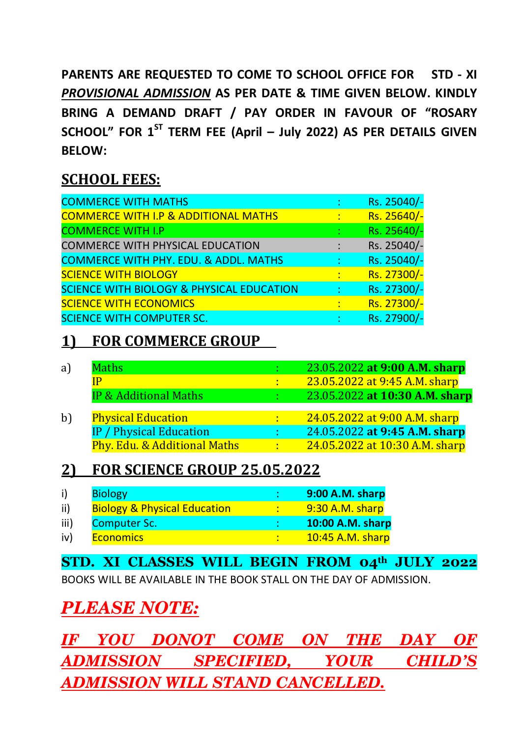**PARENTS ARE REQUESTED TO COME TO SCHOOL OFFICE FOR STD - XI *PROVISIONAL ADMISSION* AS PER DATE & TIME GIVEN BELOW. KINDLY BRING A DEMAND DRAFT / PAY ORDER IN FAVOUR OF "ROSARY SCHOOL" FOR 1ST TERM FEE (April – July 2022) AS PER DETAILS GIVEN BELOW:**

## SCHOOL FEES:

| | | |
|---|---|---|
| COMMERCE WITH MATHS | : | Rs. 25040/- |
| COMMERCE WITH I.P & ADDITIONAL MATHS | : | Rs. 25640/- |
| COMMERCE WITH I.P | : | Rs. 25640/- |
| COMMERCE WITH PHYSICAL EDUCATION | : | Rs. 25040/- |
| COMMERCE WITH PHY. EDU. & ADDL. MATHS | : | Rs. 25040/- |
| SCIENCE WITH BIOLOGY | : | Rs. 27300/- |
| SCIENCE WITH BIOLOGY & PHYSICAL EDUCATION | : | Rs. 27300/- |
| SCIENCE WITH ECONOMICS | : | Rs. 27300/- |
| SCIENCE WITH COMPUTER SC. | : | Rs. 27900/- |

## 1) FOR COMMERCE GROUP

| | | | |
|---|---|---|---|
| a) | Maths | : | 23.05.2022 **at 9:00 A.M. sharp** |
| | IP | : | 23.05.2022 at 9:45 A.M. sharp |
| | IP & Additional Maths | : | 23.05.2022 **at 10:30 A.M. sharp** |
| b) | Physical Education | : | 24.05.2022 at 9:00 A.M. sharp |
| | IP / Physical Education | : | 24.05.2022 **at 9:45 A.M. sharp** |
| | Phy. Edu. & Additional Maths | : | 24.05.2022 at 10:30 A.M. sharp |

## 2) FOR SCIENCE GROUP 25.05.2022

| | | | |
|---|---|---|---|
| i) | Biology | : | **9:00 A.M. sharp** |
| ii) | Biology & Physical Education | : | 9:30 A.M. sharp |
| iii) | Computer Sc. | : | **10:00 A.M. sharp** |
| iv) | Economics | : | 10:45 A.M. sharp |

**STD. XI CLASSES WILL BEGIN FROM 04th JULY 2022**

BOOKS WILL BE AVAILABLE IN THE BOOK STALL ON THE DAY OF ADMISSION.

## *PLEASE NOTE:*

***IF YOU DONOT COME ON THE DAY OF ADMISSION SPECIFIED, YOUR CHILD'S ADMISSION WILL STAND CANCELLED.***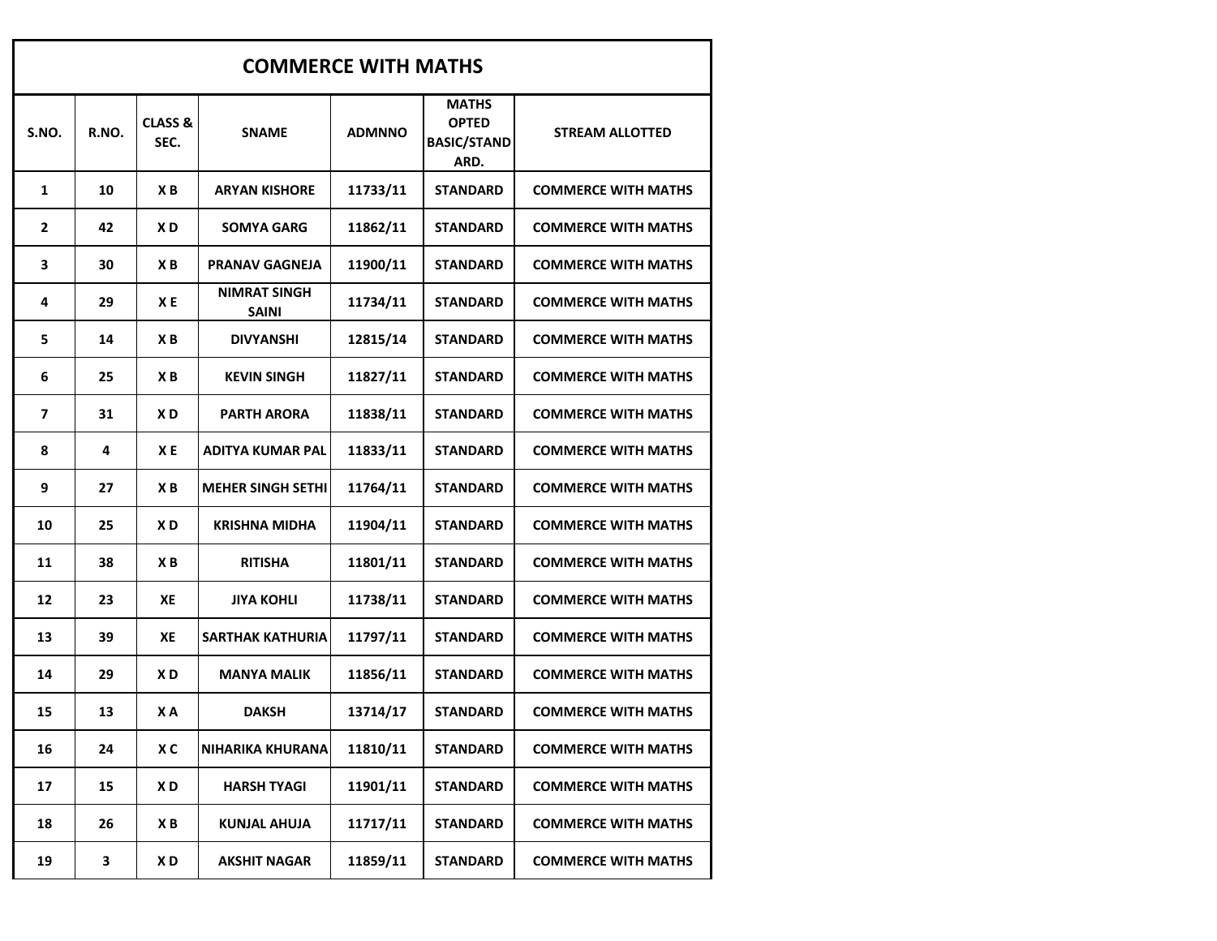## COMMERCE WITH MATHS

| S.NO. | R.NO. | CLASS & SEC. | SNAME | ADMNNO | MATHS OPTED BASIC/STANDARD. | STREAM ALLOTTED |
|---|---|---|---|---|---|---|
| 1 | 10 | X B | ARYAN KISHORE | 11733/11 | STANDARD | COMMERCE WITH MATHS |
| 2 | 42 | X D | SOMYA GARG | 11862/11 | STANDARD | COMMERCE WITH MATHS |
| 3 | 30 | X B | PRANAV GAGNEJA | 11900/11 | STANDARD | COMMERCE WITH MATHS |
| 4 | 29 | X E | NIMRAT SINGH SAINI | 11734/11 | STANDARD | COMMERCE WITH MATHS |
| 5 | 14 | X B | DIVYANSHI | 12815/14 | STANDARD | COMMERCE WITH MATHS |
| 6 | 25 | X B | KEVIN SINGH | 11827/11 | STANDARD | COMMERCE WITH MATHS |
| 7 | 31 | X D | PARTH ARORA | 11838/11 | STANDARD | COMMERCE WITH MATHS |
| 8 | 4 | X E | ADITYA KUMAR PAL | 11833/11 | STANDARD | COMMERCE WITH MATHS |
| 9 | 27 | X B | MEHER SINGH SETHI | 11764/11 | STANDARD | COMMERCE WITH MATHS |
| 10 | 25 | X D | KRISHNA MIDHA | 11904/11 | STANDARD | COMMERCE WITH MATHS |
| 11 | 38 | X B | RITISHA | 11801/11 | STANDARD | COMMERCE WITH MATHS |
| 12 | 23 | XE | JIYA KOHLI | 11738/11 | STANDARD | COMMERCE WITH MATHS |
| 13 | 39 | XE | SARTHAK KATHURIA | 11797/11 | STANDARD | COMMERCE WITH MATHS |
| 14 | 29 | X D | MANYA MALIK | 11856/11 | STANDARD | COMMERCE WITH MATHS |
| 15 | 13 | X A | DAKSH | 13714/17 | STANDARD | COMMERCE WITH MATHS |
| 16 | 24 | X C | NIHARIKA KHURANA | 11810/11 | STANDARD | COMMERCE WITH MATHS |
| 17 | 15 | X D | HARSH TYAGI | 11901/11 | STANDARD | COMMERCE WITH MATHS |
| 18 | 26 | X B | KUNJAL AHUJA | 11717/11 | STANDARD | COMMERCE WITH MATHS |
| 19 | 3 | X D | AKSHIT NAGAR | 11859/11 | STANDARD | COMMERCE WITH MATHS |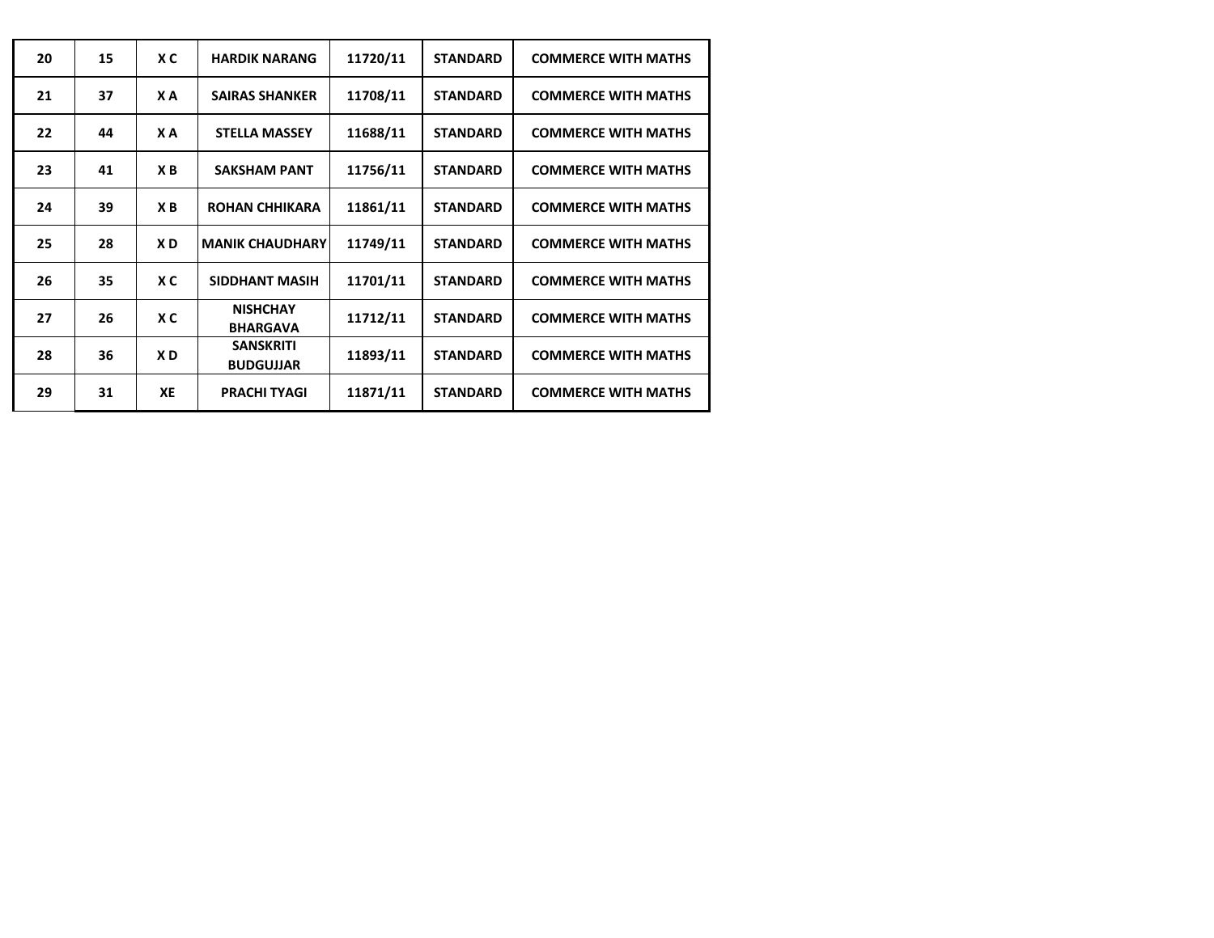| | | | | | | |
|---|---|---|---|---|---|---|
| 20 | 15 | X C | HARDIK NARANG | 11720/11 | STANDARD | COMMERCE WITH MATHS |
| 21 | 37 | X A | SAIRAS SHANKER | 11708/11 | STANDARD | COMMERCE WITH MATHS |
| 22 | 44 | X A | STELLA MASSEY | 11688/11 | STANDARD | COMMERCE WITH MATHS |
| 23 | 41 | X B | SAKSHAM PANT | 11756/11 | STANDARD | COMMERCE WITH MATHS |
| 24 | 39 | X B | ROHAN CHHIKARA | 11861/11 | STANDARD | COMMERCE WITH MATHS |
| 25 | 28 | X D | MANIK CHAUDHARY | 11749/11 | STANDARD | COMMERCE WITH MATHS |
| 26 | 35 | X C | SIDDHANT MASIH | 11701/11 | STANDARD | COMMERCE WITH MATHS |
| 27 | 26 | X C | NISHCHAY BHARGAVA | 11712/11 | STANDARD | COMMERCE WITH MATHS |
| 28 | 36 | X D | SANSKRITI BUDGUJJAR | 11893/11 | STANDARD | COMMERCE WITH MATHS |
| 29 | 31 | XE | PRACHI TYAGI | 11871/11 | STANDARD | COMMERCE WITH MATHS |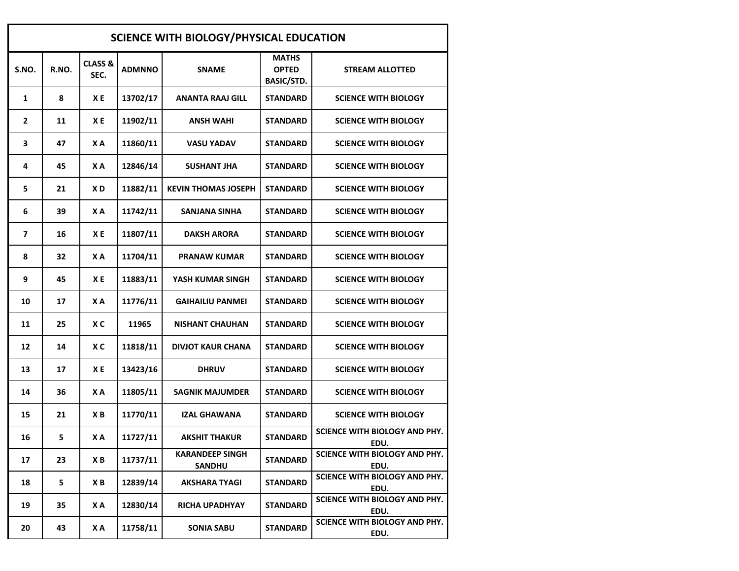| SCIENCE WITH BIOLOGY/PHYSICAL EDUCATION | | | | | | |
|---|---|---|---|---|---|---|
| **S.NO.** | **R.NO.** | **CLASS & SEC.** | **ADMNNO** | **SNAME** | **MATHS OPTED BASIC/STD.** | **STREAM ALLOTTED** |
| 1 | 8 | X E | 13702/17 | ANANTA RAAJ GILL | STANDARD | SCIENCE WITH BIOLOGY |
| 2 | 11 | X E | 11902/11 | ANSH WAHI | STANDARD | SCIENCE WITH BIOLOGY |
| 3 | 47 | X A | 11860/11 | VASU YADAV | STANDARD | SCIENCE WITH BIOLOGY |
| 4 | 45 | X A | 12846/14 | SUSHANT JHA | STANDARD | SCIENCE WITH BIOLOGY |
| 5 | 21 | X D | 11882/11 | KEVIN THOMAS JOSEPH | STANDARD | SCIENCE WITH BIOLOGY |
| 6 | 39 | X A | 11742/11 | SANJANA SINHA | STANDARD | SCIENCE WITH BIOLOGY |
| 7 | 16 | X E | 11807/11 | DAKSH ARORA | STANDARD | SCIENCE WITH BIOLOGY |
| 8 | 32 | X A | 11704/11 | PRANAW KUMAR | STANDARD | SCIENCE WITH BIOLOGY |
| 9 | 45 | X E | 11883/11 | YASH KUMAR SINGH | STANDARD | SCIENCE WITH BIOLOGY |
| 10 | 17 | X A | 11776/11 | GAIHAILIU PANMEI | STANDARD | SCIENCE WITH BIOLOGY |
| 11 | 25 | X C | 11965 | NISHANT CHAUHAN | STANDARD | SCIENCE WITH BIOLOGY |
| 12 | 14 | X C | 11818/11 | DIVJOT KAUR CHANA | STANDARD | SCIENCE WITH BIOLOGY |
| 13 | 17 | X E | 13423/16 | DHRUV | STANDARD | SCIENCE WITH BIOLOGY |
| 14 | 36 | X A | 11805/11 | SAGNIK MAJUMDER | STANDARD | SCIENCE WITH BIOLOGY |
| 15 | 21 | X B | 11770/11 | IZAL GHAWANA | STANDARD | SCIENCE WITH BIOLOGY |
| 16 | 5 | X A | 11727/11 | AKSHIT THAKUR | STANDARD | SCIENCE WITH BIOLOGY AND PHY. EDU. |
| 17 | 23 | X B | 11737/11 | KARANDEEP SINGH SANDHU | STANDARD | SCIENCE WITH BIOLOGY AND PHY. EDU. |
| 18 | 5 | X B | 12839/14 | AKSHARA TYAGI | STANDARD | SCIENCE WITH BIOLOGY AND PHY. EDU. |
| 19 | 35 | X A | 12830/14 | RICHA UPADHYAY | STANDARD | SCIENCE WITH BIOLOGY AND PHY. EDU. |
| 20 | 43 | X A | 11758/11 | SONIA SABU | STANDARD | SCIENCE WITH BIOLOGY AND PHY. EDU. |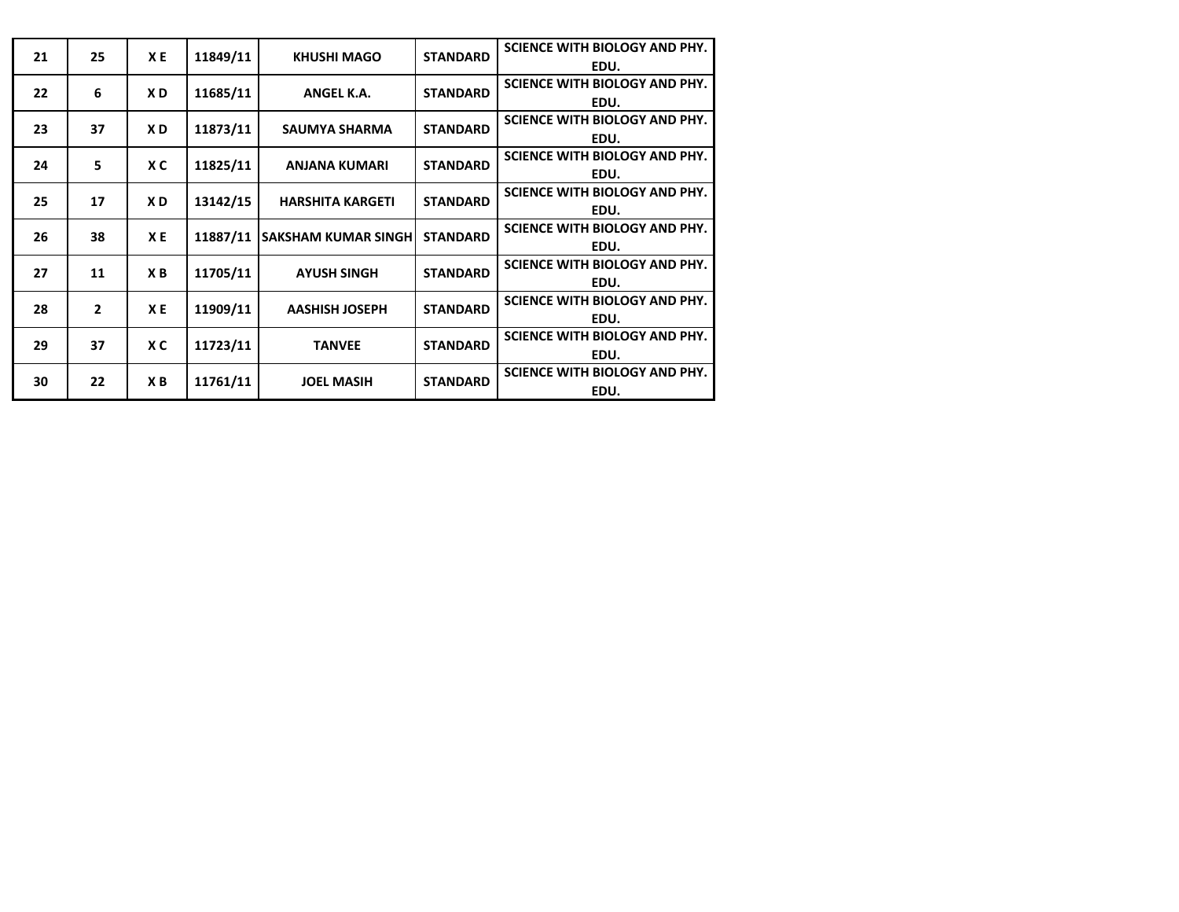| | | | | | | |
|---|---|---|---|---|---|---|
| 21 | 25 | X E | 11849/11 | KHUSHI MAGO | STANDARD | SCIENCE WITH BIOLOGY AND PHY. EDU. |
| 22 | 6 | X D | 11685/11 | ANGEL K.A. | STANDARD | SCIENCE WITH BIOLOGY AND PHY. EDU. |
| 23 | 37 | X D | 11873/11 | SAUMYA SHARMA | STANDARD | SCIENCE WITH BIOLOGY AND PHY. EDU. |
| 24 | 5 | X C | 11825/11 | ANJANA KUMARI | STANDARD | SCIENCE WITH BIOLOGY AND PHY. EDU. |
| 25 | 17 | X D | 13142/15 | HARSHITA KARGETI | STANDARD | SCIENCE WITH BIOLOGY AND PHY. EDU. |
| 26 | 38 | X E | 11887/11 | SAKSHAM KUMAR SINGH | STANDARD | SCIENCE WITH BIOLOGY AND PHY. EDU. |
| 27 | 11 | X B | 11705/11 | AYUSH SINGH | STANDARD | SCIENCE WITH BIOLOGY AND PHY. EDU. |
| 28 | 2 | X E | 11909/11 | AASHISH JOSEPH | STANDARD | SCIENCE WITH BIOLOGY AND PHY. EDU. |
| 29 | 37 | X C | 11723/11 | TANVEE | STANDARD | SCIENCE WITH BIOLOGY AND PHY. EDU. |
| 30 | 22 | X B | 11761/11 | JOEL MASIH | STANDARD | SCIENCE WITH BIOLOGY AND PHY. EDU. |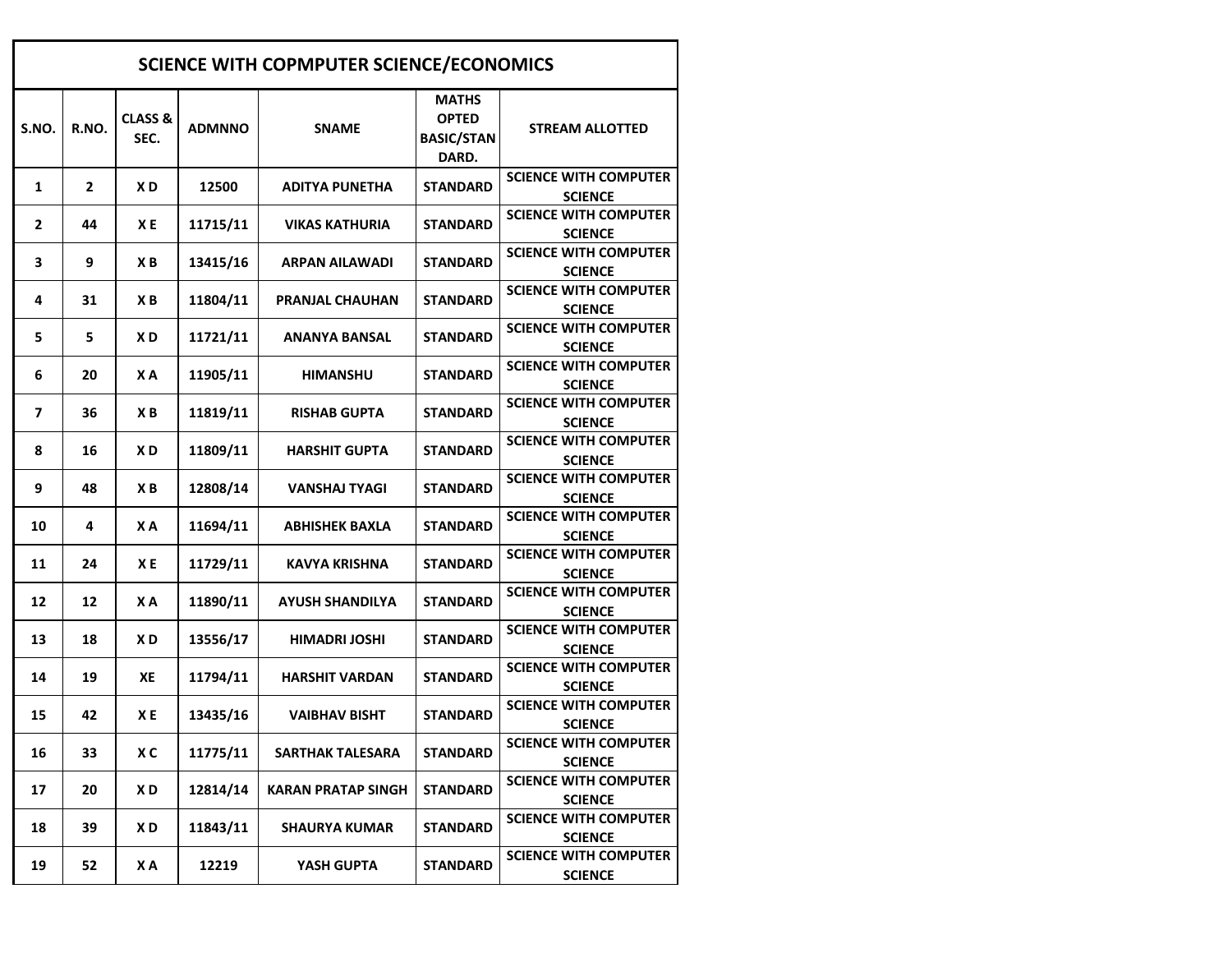| SCIENCE WITH COPMPUTER SCIENCE/ECONOMICS | | | | | | |
|---|---|---|---|---|---|---|
| S.NO. | R.NO. | CLASS & SEC. | ADMNNO | SNAME | MATHS OPTED BASIC/STANDARD. | STREAM ALLOTTED |
| 1 | 2 | X D | 12500 | ADITYA PUNETHA | STANDARD | SCIENCE WITH COMPUTER SCIENCE |
| 2 | 44 | X E | 11715/11 | VIKAS KATHURIA | STANDARD | SCIENCE WITH COMPUTER SCIENCE |
| 3 | 9 | X B | 13415/16 | ARPAN AILAWADI | STANDARD | SCIENCE WITH COMPUTER SCIENCE |
| 4 | 31 | X B | 11804/11 | PRANJAL CHAUHAN | STANDARD | SCIENCE WITH COMPUTER SCIENCE |
| 5 | 5 | X D | 11721/11 | ANANYA BANSAL | STANDARD | SCIENCE WITH COMPUTER SCIENCE |
| 6 | 20 | X A | 11905/11 | HIMANSHU | STANDARD | SCIENCE WITH COMPUTER SCIENCE |
| 7 | 36 | X B | 11819/11 | RISHAB GUPTA | STANDARD | SCIENCE WITH COMPUTER SCIENCE |
| 8 | 16 | X D | 11809/11 | HARSHIT GUPTA | STANDARD | SCIENCE WITH COMPUTER SCIENCE |
| 9 | 48 | X B | 12808/14 | VANSHAJ TYAGI | STANDARD | SCIENCE WITH COMPUTER SCIENCE |
| 10 | 4 | X A | 11694/11 | ABHISHEK BAXLA | STANDARD | SCIENCE WITH COMPUTER SCIENCE |
| 11 | 24 | X E | 11729/11 | KAVYA KRISHNA | STANDARD | SCIENCE WITH COMPUTER SCIENCE |
| 12 | 12 | X A | 11890/11 | AYUSH SHANDILYA | STANDARD | SCIENCE WITH COMPUTER SCIENCE |
| 13 | 18 | X D | 13556/17 | HIMADRI JOSHI | STANDARD | SCIENCE WITH COMPUTER SCIENCE |
| 14 | 19 | XE | 11794/11 | HARSHIT VARDAN | STANDARD | SCIENCE WITH COMPUTER SCIENCE |
| 15 | 42 | X E | 13435/16 | VAIBHAV BISHT | STANDARD | SCIENCE WITH COMPUTER SCIENCE |
| 16 | 33 | X C | 11775/11 | SARTHAK TALESARA | STANDARD | SCIENCE WITH COMPUTER SCIENCE |
| 17 | 20 | X D | 12814/14 | KARAN PRATAP SINGH | STANDARD | SCIENCE WITH COMPUTER SCIENCE |
| 18 | 39 | X D | 11843/11 | SHAURYA KUMAR | STANDARD | SCIENCE WITH COMPUTER SCIENCE |
| 19 | 52 | X A | 12219 | YASH GUPTA | STANDARD | SCIENCE WITH COMPUTER SCIENCE |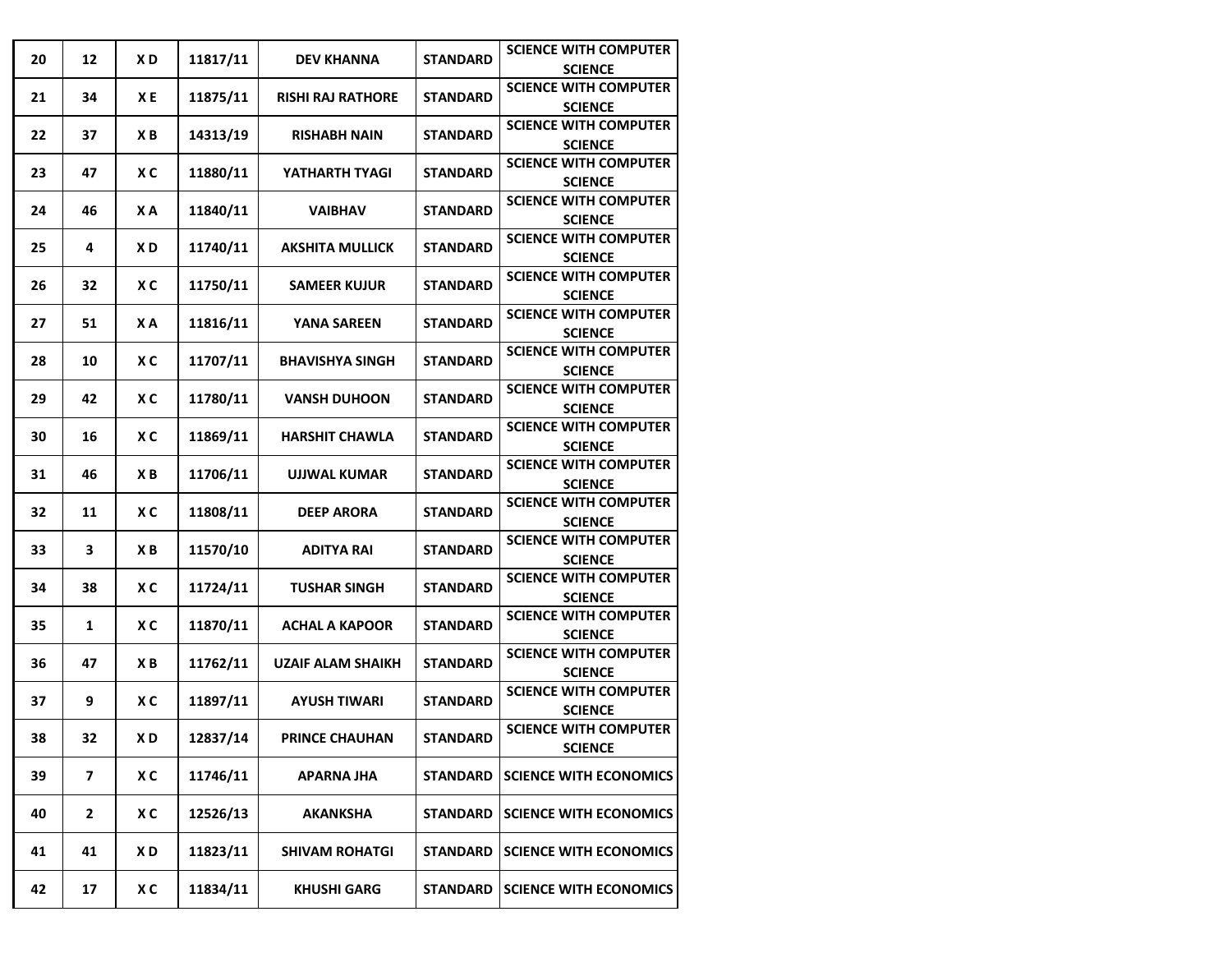| | | | | | | |
|---|---|---|---|---|---|---|
| 20 | 12 | X D | 11817/11 | DEV KHANNA | STANDARD | SCIENCE WITH COMPUTER SCIENCE |
| 21 | 34 | X E | 11875/11 | RISHI RAJ RATHORE | STANDARD | SCIENCE WITH COMPUTER SCIENCE |
| 22 | 37 | X B | 14313/19 | RISHABH NAIN | STANDARD | SCIENCE WITH COMPUTER SCIENCE |
| 23 | 47 | X C | 11880/11 | YATHARTH TYAGI | STANDARD | SCIENCE WITH COMPUTER SCIENCE |
| 24 | 46 | X A | 11840/11 | VAIBHAV | STANDARD | SCIENCE WITH COMPUTER SCIENCE |
| 25 | 4 | X D | 11740/11 | AKSHITA MULLICK | STANDARD | SCIENCE WITH COMPUTER SCIENCE |
| 26 | 32 | X C | 11750/11 | SAMEER KUJUR | STANDARD | SCIENCE WITH COMPUTER SCIENCE |
| 27 | 51 | X A | 11816/11 | YANA SAREEN | STANDARD | SCIENCE WITH COMPUTER SCIENCE |
| 28 | 10 | X C | 11707/11 | BHAVISHYA SINGH | STANDARD | SCIENCE WITH COMPUTER SCIENCE |
| 29 | 42 | X C | 11780/11 | VANSH DUHOON | STANDARD | SCIENCE WITH COMPUTER SCIENCE |
| 30 | 16 | X C | 11869/11 | HARSHIT CHAWLA | STANDARD | SCIENCE WITH COMPUTER SCIENCE |
| 31 | 46 | X B | 11706/11 | UJJWAL KUMAR | STANDARD | SCIENCE WITH COMPUTER SCIENCE |
| 32 | 11 | X C | 11808/11 | DEEP ARORA | STANDARD | SCIENCE WITH COMPUTER SCIENCE |
| 33 | 3 | X B | 11570/10 | ADITYA RAI | STANDARD | SCIENCE WITH COMPUTER SCIENCE |
| 34 | 38 | X C | 11724/11 | TUSHAR SINGH | STANDARD | SCIENCE WITH COMPUTER SCIENCE |
| 35 | 1 | X C | 11870/11 | ACHAL A KAPOOR | STANDARD | SCIENCE WITH COMPUTER SCIENCE |
| 36 | 47 | X B | 11762/11 | UZAIF ALAM SHAIKH | STANDARD | SCIENCE WITH COMPUTER SCIENCE |
| 37 | 9 | X C | 11897/11 | AYUSH TIWARI | STANDARD | SCIENCE WITH COMPUTER SCIENCE |
| 38 | 32 | X D | 12837/14 | PRINCE CHAUHAN | STANDARD | SCIENCE WITH COMPUTER SCIENCE |
| 39 | 7 | X C | 11746/11 | APARNA JHA | STANDARD | SCIENCE WITH ECONOMICS |
| 40 | 2 | X C | 12526/13 | AKANKSHA | STANDARD | SCIENCE WITH ECONOMICS |
| 41 | 41 | X D | 11823/11 | SHIVAM ROHATGI | STANDARD | SCIENCE WITH ECONOMICS |
| 42 | 17 | X C | 11834/11 | KHUSHI GARG | STANDARD | SCIENCE WITH ECONOMICS |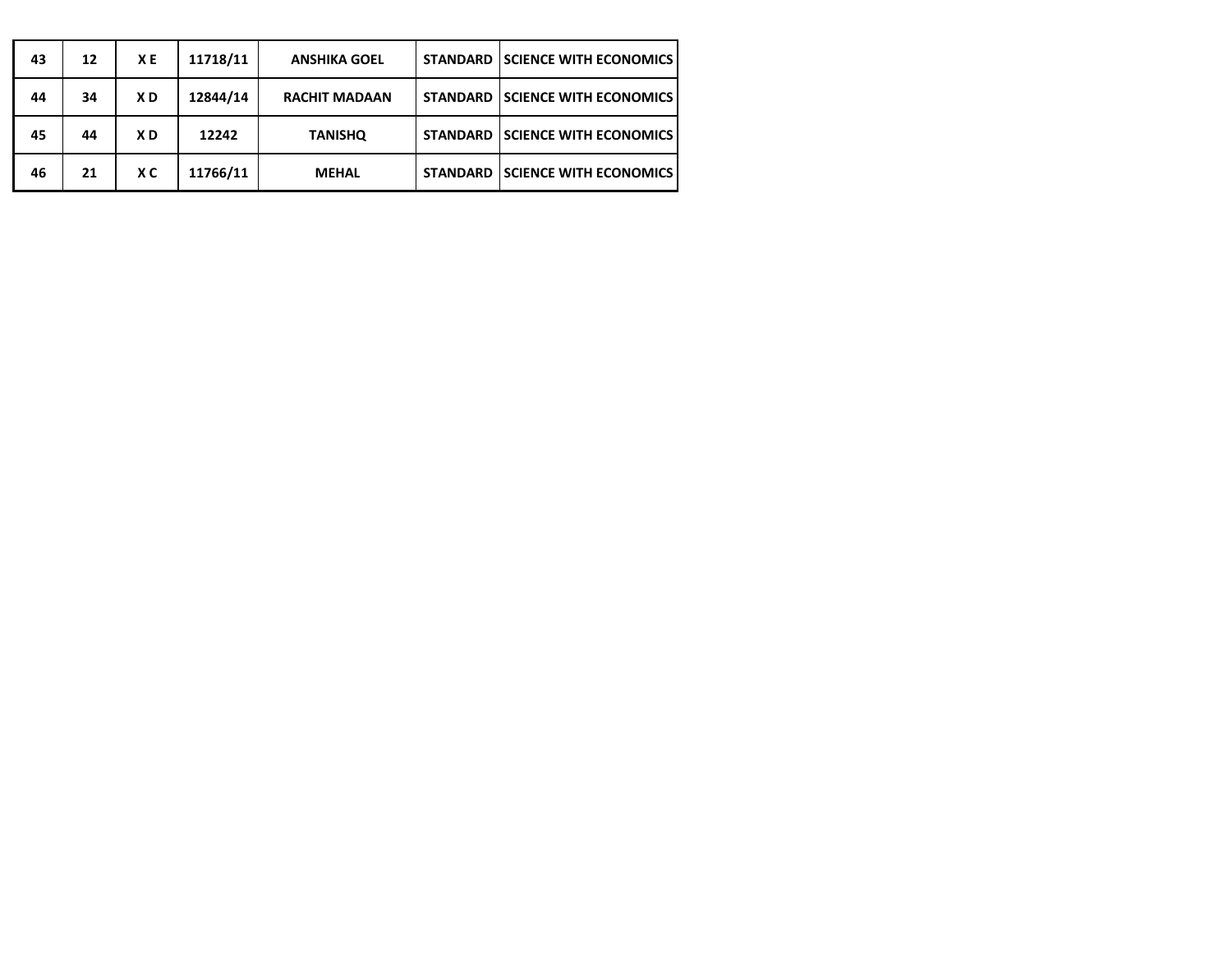| 43 | 12 | X E | 11718/11 | ANSHIKA GOEL | STANDARD | SCIENCE WITH ECONOMICS |
|---|---|---|---|---|---|---|
| 44 | 34 | X D | 12844/14 | RACHIT MADAAN | STANDARD | SCIENCE WITH ECONOMICS |
| 45 | 44 | X D | 12242 | TANISHQ | STANDARD | SCIENCE WITH ECONOMICS |
| 46 | 21 | X C | 11766/11 | MEHAL | STANDARD | SCIENCE WITH ECONOMICS |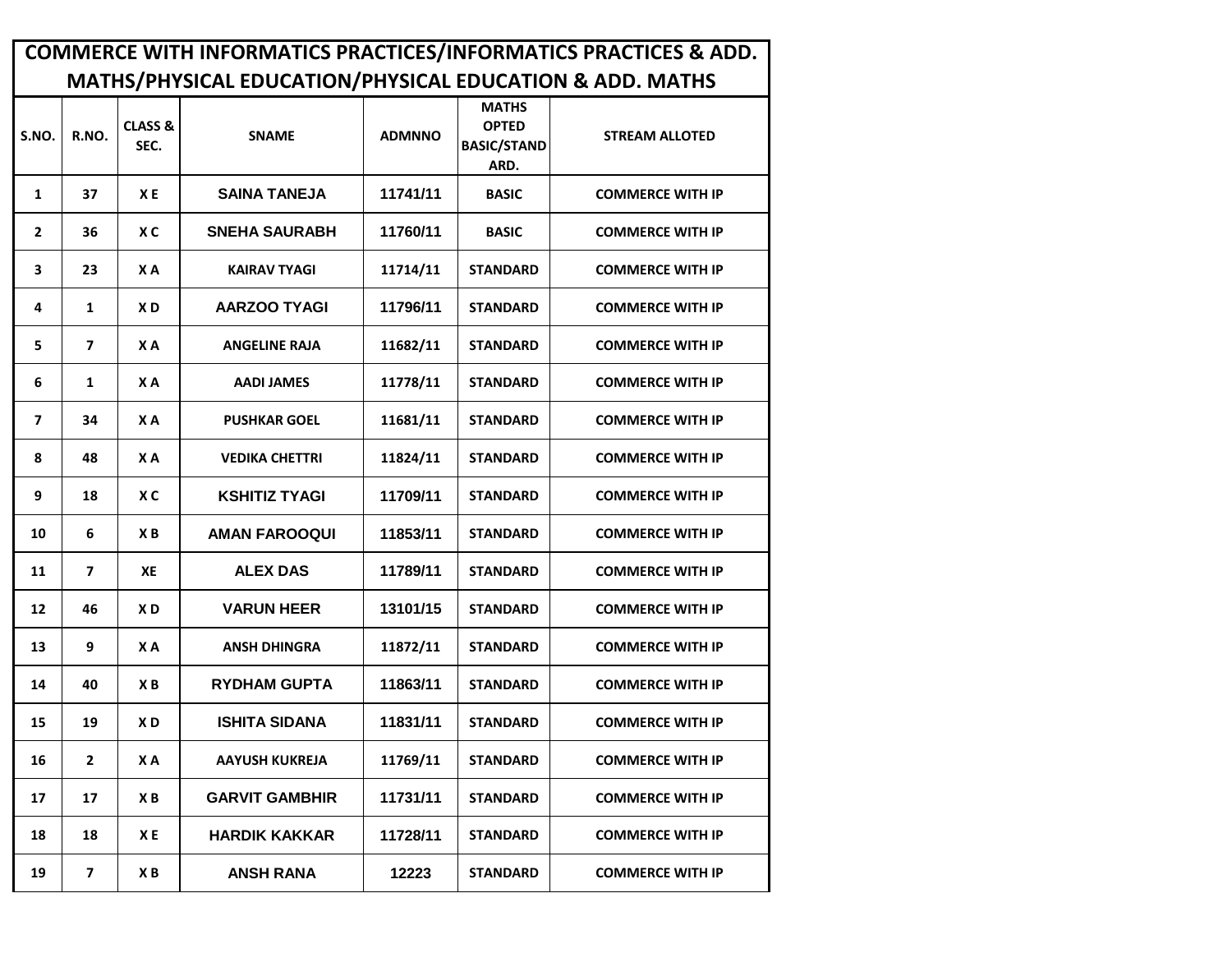# COMMERCE WITH INFORMATICS PRACTICES/INFORMATICS PRACTICES & ADD. MATHS/PHYSICAL EDUCATION/PHYSICAL EDUCATION & ADD. MATHS

| S.NO. | R.NO. | CLASS & SEC. | SNAME | ADMNNO | MATHS OPTED BASIC/STANDARD. | STREAM ALLOTED |
|---|---|---|---|---|---|---|
| 1 | 37 | X E | SAINA TANEJA | 11741/11 | BASIC | COMMERCE WITH IP |
| 2 | 36 | X C | SNEHA SAURABH | 11760/11 | BASIC | COMMERCE WITH IP |
| 3 | 23 | X A | KAIRAV TYAGI | 11714/11 | STANDARD | COMMERCE WITH IP |
| 4 | 1 | X D | AARZOO TYAGI | 11796/11 | STANDARD | COMMERCE WITH IP |
| 5 | 7 | X A | ANGELINE RAJA | 11682/11 | STANDARD | COMMERCE WITH IP |
| 6 | 1 | X A | AADI JAMES | 11778/11 | STANDARD | COMMERCE WITH IP |
| 7 | 34 | X A | PUSHKAR GOEL | 11681/11 | STANDARD | COMMERCE WITH IP |
| 8 | 48 | X A | VEDIKA CHETTRI | 11824/11 | STANDARD | COMMERCE WITH IP |
| 9 | 18 | X C | KSHITIZ TYAGI | 11709/11 | STANDARD | COMMERCE WITH IP |
| 10 | 6 | X B | AMAN FAROOQUI | 11853/11 | STANDARD | COMMERCE WITH IP |
| 11 | 7 | XE | ALEX DAS | 11789/11 | STANDARD | COMMERCE WITH IP |
| 12 | 46 | X D | VARUN HEER | 13101/15 | STANDARD | COMMERCE WITH IP |
| 13 | 9 | X A | ANSH DHINGRA | 11872/11 | STANDARD | COMMERCE WITH IP |
| 14 | 40 | X B | RYDHAM GUPTA | 11863/11 | STANDARD | COMMERCE WITH IP |
| 15 | 19 | X D | ISHITA SIDANA | 11831/11 | STANDARD | COMMERCE WITH IP |
| 16 | 2 | X A | AAYUSH KUKREJA | 11769/11 | STANDARD | COMMERCE WITH IP |
| 17 | 17 | X B | GARVIT GAMBHIR | 11731/11 | STANDARD | COMMERCE WITH IP |
| 18 | 18 | X E | HARDIK KAKKAR | 11728/11 | STANDARD | COMMERCE WITH IP |
| 19 | 7 | X B | ANSH RANA | 12223 | STANDARD | COMMERCE WITH IP |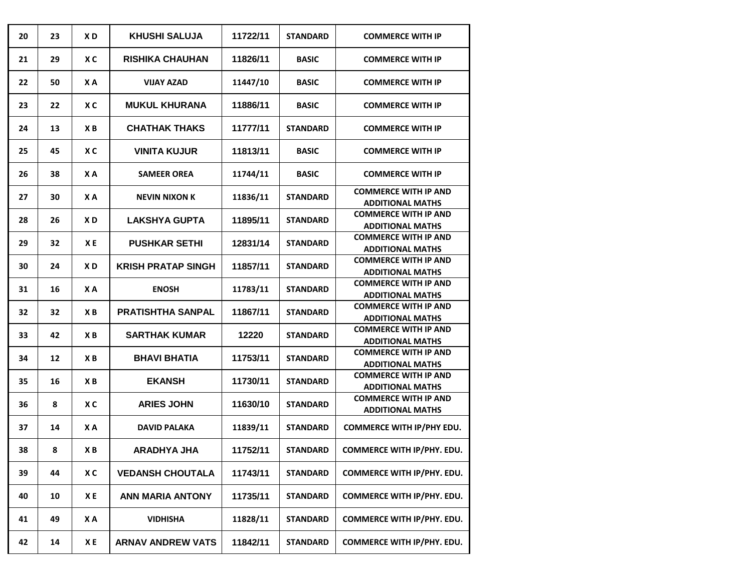| 20 | 23 | X D | KHUSHI SALUJA | 11722/11 | STANDARD | COMMERCE WITH IP |
|---|---|---|---|---|---|---|
| 21 | 29 | X C | RISHIKA CHAUHAN | 11826/11 | BASIC | COMMERCE WITH IP |
| 22 | 50 | X A | VIJAY AZAD | 11447/10 | BASIC | COMMERCE WITH IP |
| 23 | 22 | X C | MUKUL KHURANA | 11886/11 | BASIC | COMMERCE WITH IP |
| 24 | 13 | X B | CHATHAK THAKS | 11777/11 | STANDARD | COMMERCE WITH IP |
| 25 | 45 | X C | VINITA KUJUR | 11813/11 | BASIC | COMMERCE WITH IP |
| 26 | 38 | X A | SAMEER OREA | 11744/11 | BASIC | COMMERCE WITH IP |
| 27 | 30 | X A | NEVIN NIXON K | 11836/11 | STANDARD | COMMERCE WITH IP AND ADDITIONAL MATHS |
| 28 | 26 | X D | LAKSHYA GUPTA | 11895/11 | STANDARD | COMMERCE WITH IP AND ADDITIONAL MATHS |
| 29 | 32 | X E | PUSHKAR SETHI | 12831/14 | STANDARD | COMMERCE WITH IP AND ADDITIONAL MATHS |
| 30 | 24 | X D | KRISH PRATAP SINGH | 11857/11 | STANDARD | COMMERCE WITH IP AND ADDITIONAL MATHS |
| 31 | 16 | X A | ENOSH | 11783/11 | STANDARD | COMMERCE WITH IP AND ADDITIONAL MATHS |
| 32 | 32 | X B | PRATISHTHA SANPAL | 11867/11 | STANDARD | COMMERCE WITH IP AND ADDITIONAL MATHS |
| 33 | 42 | X B | SARTHAK KUMAR | 12220 | STANDARD | COMMERCE WITH IP AND ADDITIONAL MATHS |
| 34 | 12 | X B | BHAVI BHATIA | 11753/11 | STANDARD | COMMERCE WITH IP AND ADDITIONAL MATHS |
| 35 | 16 | X B | EKANSH | 11730/11 | STANDARD | COMMERCE WITH IP AND ADDITIONAL MATHS |
| 36 | 8 | X C | ARIES JOHN | 11630/10 | STANDARD | COMMERCE WITH IP AND ADDITIONAL MATHS |
| 37 | 14 | X A | DAVID PALAKA | 11839/11 | STANDARD | COMMERCE WITH IP/PHY EDU. |
| 38 | 8 | X B | ARADHYA JHA | 11752/11 | STANDARD | COMMERCE WITH IP/PHY. EDU. |
| 39 | 44 | X C | VEDANSH CHOUTALA | 11743/11 | STANDARD | COMMERCE WITH IP/PHY. EDU. |
| 40 | 10 | X E | ANN MARIA ANTONY | 11735/11 | STANDARD | COMMERCE WITH IP/PHY. EDU. |
| 41 | 49 | X A | VIDHISHA | 11828/11 | STANDARD | COMMERCE WITH IP/PHY. EDU. |
| 42 | 14 | X E | ARNAV ANDREW VATS | 11842/11 | STANDARD | COMMERCE WITH IP/PHY. EDU. |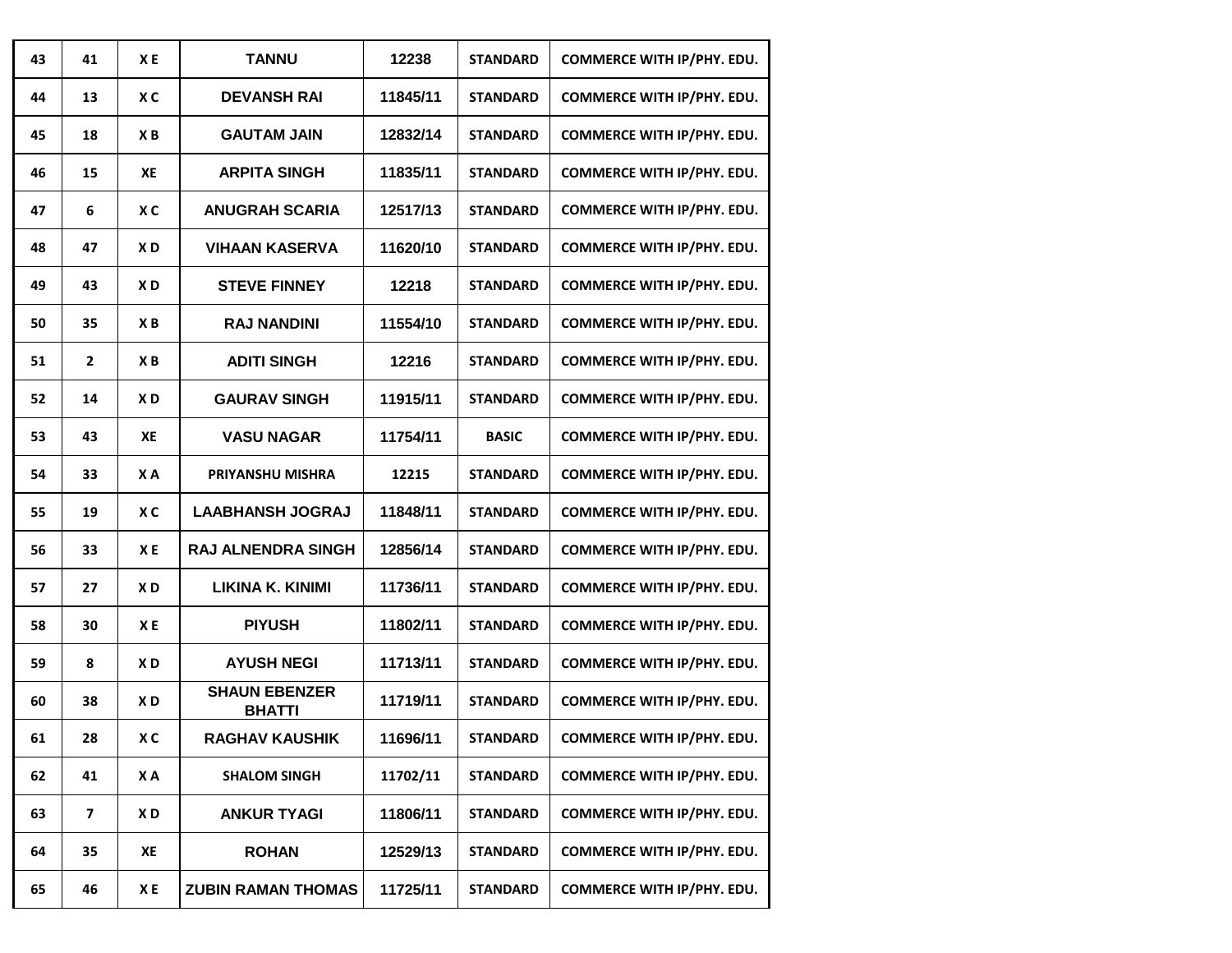| 43 | 41 | X E | TANNU | 12238 | STANDARD | COMMERCE WITH IP/PHY. EDU. |
|---|---|---|---|---|---|---|
| 44 | 13 | X C | DEVANSH RAI | 11845/11 | STANDARD | COMMERCE WITH IP/PHY. EDU. |
| 45 | 18 | X B | GAUTAM JAIN | 12832/14 | STANDARD | COMMERCE WITH IP/PHY. EDU. |
| 46 | 15 | XE | ARPITA SINGH | 11835/11 | STANDARD | COMMERCE WITH IP/PHY. EDU. |
| 47 | 6 | X C | ANUGRAH SCARIA | 12517/13 | STANDARD | COMMERCE WITH IP/PHY. EDU. |
| 48 | 47 | X D | VIHAAN KASERVA | 11620/10 | STANDARD | COMMERCE WITH IP/PHY. EDU. |
| 49 | 43 | X D | STEVE FINNEY | 12218 | STANDARD | COMMERCE WITH IP/PHY. EDU. |
| 50 | 35 | X B | RAJ NANDINI | 11554/10 | STANDARD | COMMERCE WITH IP/PHY. EDU. |
| 51 | 2 | X B | ADITI SINGH | 12216 | STANDARD | COMMERCE WITH IP/PHY. EDU. |
| 52 | 14 | X D | GAURAV SINGH | 11915/11 | STANDARD | COMMERCE WITH IP/PHY. EDU. |
| 53 | 43 | XE | VASU NAGAR | 11754/11 | BASIC | COMMERCE WITH IP/PHY. EDU. |
| 54 | 33 | X A | PRIYANSHU MISHRA | 12215 | STANDARD | COMMERCE WITH IP/PHY. EDU. |
| 55 | 19 | X C | LAABHANSH JOGRAJ | 11848/11 | STANDARD | COMMERCE WITH IP/PHY. EDU. |
| 56 | 33 | X E | RAJ ALNENDRA SINGH | 12856/14 | STANDARD | COMMERCE WITH IP/PHY. EDU. |
| 57 | 27 | X D | LIKINA K. KINIMI | 11736/11 | STANDARD | COMMERCE WITH IP/PHY. EDU. |
| 58 | 30 | X E | PIYUSH | 11802/11 | STANDARD | COMMERCE WITH IP/PHY. EDU. |
| 59 | 8 | X D | AYUSH NEGI | 11713/11 | STANDARD | COMMERCE WITH IP/PHY. EDU. |
| 60 | 38 | X D | SHAUN EBENZER BHATTI | 11719/11 | STANDARD | COMMERCE WITH IP/PHY. EDU. |
| 61 | 28 | X C | RAGHAV KAUSHIK | 11696/11 | STANDARD | COMMERCE WITH IP/PHY. EDU. |
| 62 | 41 | X A | SHALOM SINGH | 11702/11 | STANDARD | COMMERCE WITH IP/PHY. EDU. |
| 63 | 7 | X D | ANKUR TYAGI | 11806/11 | STANDARD | COMMERCE WITH IP/PHY. EDU. |
| 64 | 35 | XE | ROHAN | 12529/13 | STANDARD | COMMERCE WITH IP/PHY. EDU. |
| 65 | 46 | X E | ZUBIN RAMAN THOMAS | 11725/11 | STANDARD | COMMERCE WITH IP/PHY. EDU. |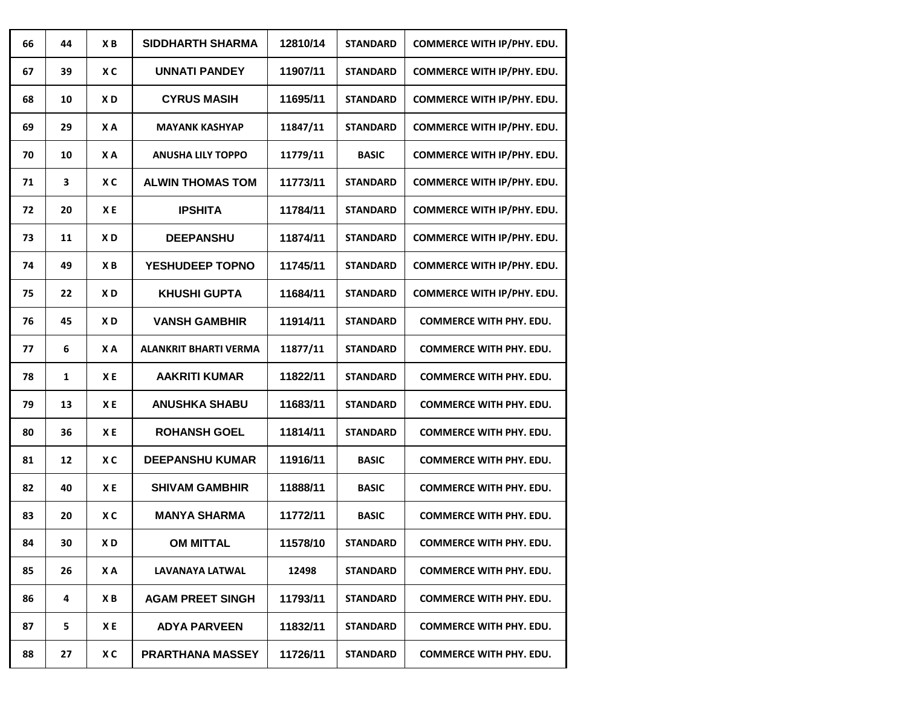| 66 | 44 | X B | SIDDHARTH SHARMA | 12810/14 | STANDARD | COMMERCE WITH IP/PHY. EDU. |
|---|---|---|---|---|---|---|
| 67 | 39 | X C | UNNATI PANDEY | 11907/11 | STANDARD | COMMERCE WITH IP/PHY. EDU. |
| 68 | 10 | X D | CYRUS MASIH | 11695/11 | STANDARD | COMMERCE WITH IP/PHY. EDU. |
| 69 | 29 | X A | MAYANK KASHYAP | 11847/11 | STANDARD | COMMERCE WITH IP/PHY. EDU. |
| 70 | 10 | X A | ANUSHA LILY TOPPO | 11779/11 | BASIC | COMMERCE WITH IP/PHY. EDU. |
| 71 | 3 | X C | ALWIN THOMAS TOM | 11773/11 | STANDARD | COMMERCE WITH IP/PHY. EDU. |
| 72 | 20 | X E | IPSHITA | 11784/11 | STANDARD | COMMERCE WITH IP/PHY. EDU. |
| 73 | 11 | X D | DEEPANSHU | 11874/11 | STANDARD | COMMERCE WITH IP/PHY. EDU. |
| 74 | 49 | X B | YESHUDEEP TOPNO | 11745/11 | STANDARD | COMMERCE WITH IP/PHY. EDU. |
| 75 | 22 | X D | KHUSHI GUPTA | 11684/11 | STANDARD | COMMERCE WITH IP/PHY. EDU. |
| 76 | 45 | X D | VANSH GAMBHIR | 11914/11 | STANDARD | COMMERCE WITH PHY. EDU. |
| 77 | 6 | X A | ALANKRIT BHARTI VERMA | 11877/11 | STANDARD | COMMERCE WITH PHY. EDU. |
| 78 | 1 | X E | AAKRITI KUMAR | 11822/11 | STANDARD | COMMERCE WITH PHY. EDU. |
| 79 | 13 | X E | ANUSHKA SHABU | 11683/11 | STANDARD | COMMERCE WITH PHY. EDU. |
| 80 | 36 | X E | ROHANSH GOEL | 11814/11 | STANDARD | COMMERCE WITH PHY. EDU. |
| 81 | 12 | X C | DEEPANSHU KUMAR | 11916/11 | BASIC | COMMERCE WITH PHY. EDU. |
| 82 | 40 | X E | SHIVAM GAMBHIR | 11888/11 | BASIC | COMMERCE WITH PHY. EDU. |
| 83 | 20 | X C | MANYA SHARMA | 11772/11 | BASIC | COMMERCE WITH PHY. EDU. |
| 84 | 30 | X D | OM MITTAL | 11578/10 | STANDARD | COMMERCE WITH PHY. EDU. |
| 85 | 26 | X A | LAVANAYA LATWAL | 12498 | STANDARD | COMMERCE WITH PHY. EDU. |
| 86 | 4 | X B | AGAM PREET SINGH | 11793/11 | STANDARD | COMMERCE WITH PHY. EDU. |
| 87 | 5 | X E | ADYA PARVEEN | 11832/11 | STANDARD | COMMERCE WITH PHY. EDU. |
| 88 | 27 | X C | PRARTHANA MASSEY | 11726/11 | STANDARD | COMMERCE WITH PHY. EDU. |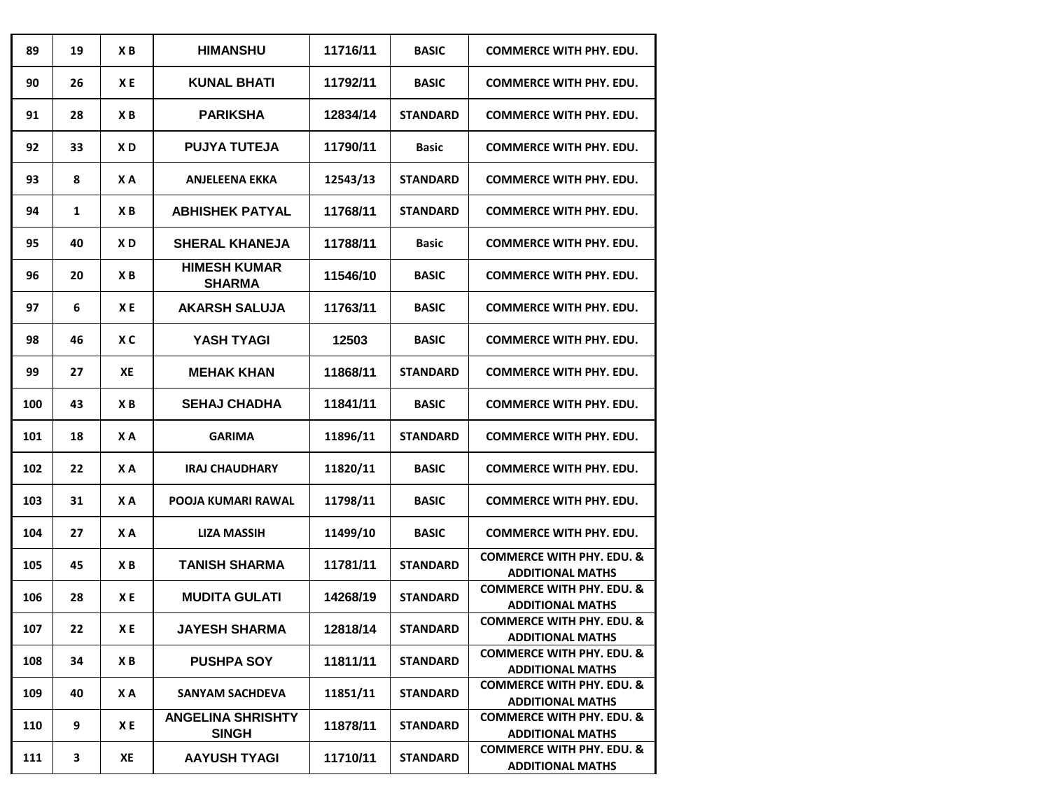| | | | | | | |
|---|---|---|---|---|---|---|
| 89 | 19 | X B | HIMANSHU | 11716/11 | BASIC | COMMERCE WITH PHY. EDU. |
| 90 | 26 | X E | KUNAL BHATI | 11792/11 | BASIC | COMMERCE WITH PHY. EDU. |
| 91 | 28 | X B | PARIKSHA | 12834/14 | STANDARD | COMMERCE WITH PHY. EDU. |
| 92 | 33 | X D | PUJYA TUTEJA | 11790/11 | Basic | COMMERCE WITH PHY. EDU. |
| 93 | 8 | X A | ANJELEENA EKKA | 12543/13 | STANDARD | COMMERCE WITH PHY. EDU. |
| 94 | 1 | X B | ABHISHEK PATYAL | 11768/11 | STANDARD | COMMERCE WITH PHY. EDU. |
| 95 | 40 | X D | SHERAL KHANEJA | 11788/11 | Basic | COMMERCE WITH PHY. EDU. |
| 96 | 20 | X B | HIMESH KUMAR SHARMA | 11546/10 | BASIC | COMMERCE WITH PHY. EDU. |
| 97 | 6 | X E | AKARSH SALUJA | 11763/11 | BASIC | COMMERCE WITH PHY. EDU. |
| 98 | 46 | X C | YASH TYAGI | 12503 | BASIC | COMMERCE WITH PHY. EDU. |
| 99 | 27 | XE | MEHAK KHAN | 11868/11 | STANDARD | COMMERCE WITH PHY. EDU. |
| 100 | 43 | X B | SEHAJ CHADHA | 11841/11 | BASIC | COMMERCE WITH PHY. EDU. |
| 101 | 18 | X A | GARIMA | 11896/11 | STANDARD | COMMERCE WITH PHY. EDU. |
| 102 | 22 | X A | IRAJ CHAUDHARY | 11820/11 | BASIC | COMMERCE WITH PHY. EDU. |
| 103 | 31 | X A | POOJA KUMARI RAWAL | 11798/11 | BASIC | COMMERCE WITH PHY. EDU. |
| 104 | 27 | X A | LIZA MASSIH | 11499/10 | BASIC | COMMERCE WITH PHY. EDU. |
| 105 | 45 | X B | TANISH SHARMA | 11781/11 | STANDARD | COMMERCE WITH PHY. EDU. & ADDITIONAL MATHS |
| 106 | 28 | X E | MUDITA GULATI | 14268/19 | STANDARD | COMMERCE WITH PHY. EDU. & ADDITIONAL MATHS |
| 107 | 22 | X E | JAYESH SHARMA | 12818/14 | STANDARD | COMMERCE WITH PHY. EDU. & ADDITIONAL MATHS |
| 108 | 34 | X B | PUSHPA SOY | 11811/11 | STANDARD | COMMERCE WITH PHY. EDU. & ADDITIONAL MATHS |
| 109 | 40 | X A | SANYAM SACHDEVA | 11851/11 | STANDARD | COMMERCE WITH PHY. EDU. & ADDITIONAL MATHS |
| 110 | 9 | X E | ANGELINA SHRISHTY SINGH | 11878/11 | STANDARD | COMMERCE WITH PHY. EDU. & ADDITIONAL MATHS |
| 111 | 3 | XE | AAYUSH TYAGI | 11710/11 | STANDARD | COMMERCE WITH PHY. EDU. & ADDITIONAL MATHS |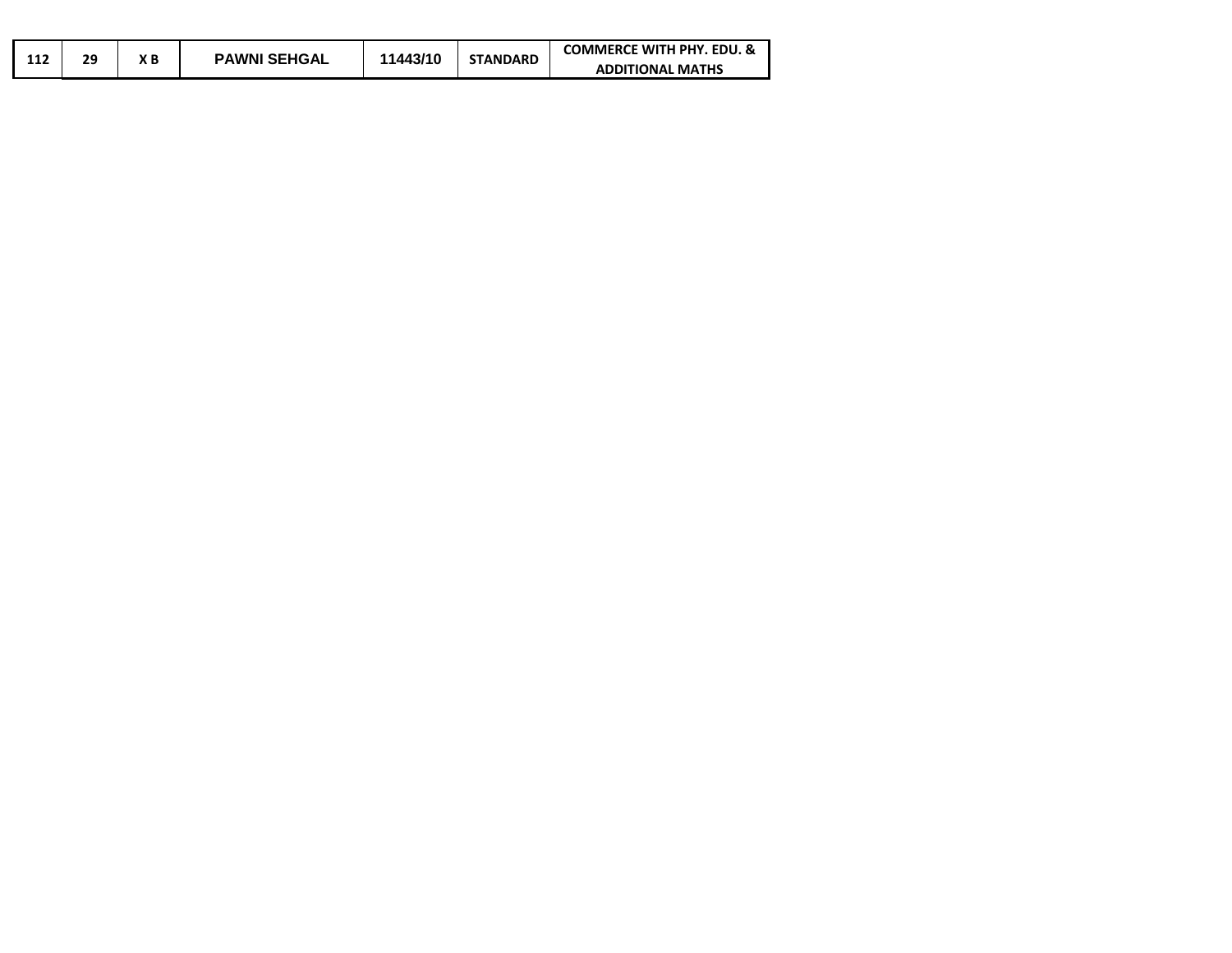| | | | | | | |
|---|---|---|---|---|---|---|
| 112 | 29 | X B | PAWNI SEHGAL | 11443/10 | STANDARD | COMMERCE WITH PHY. EDU. & ADDITIONAL MATHS |